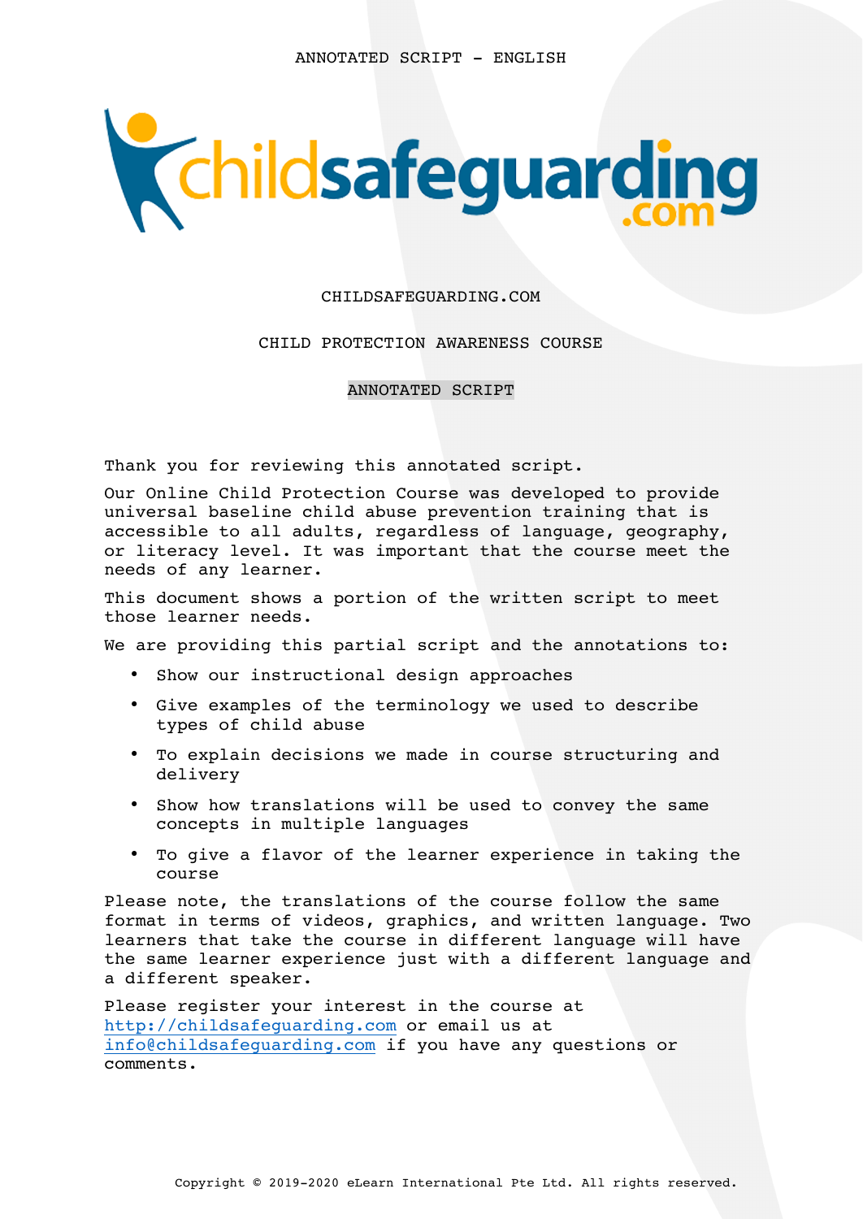ANNOTATED SCRIPT - ENGLISH

# CHILDSAFEGUARDING.COM

## CHILD PROTECTION AWARENESS COURSE

### ANNOTATED SCRIPT

Thank you for reviewing this annotated script.

Our Online Child Protection Course was developed to provide universal baseline child abuse prevention training that is accessible to all adults, regardless of language, geography, or literacy level. It was important that the course meet the needs of any learner.

This document shows a portion of the written script to meet those learner needs.

We are providing this partial script and the annotations to:

- Show our instructional design approaches
- Give examples of the terminology we used to describe types of child abuse
- To explain decisions we made in course structuring and delivery
- Show how translations will be used to convey the same concepts in multiple languages
- To give a flavor of the learner experience in taking the course

Please note, the translations of the course follow the same format in terms of videos, graphics, and written language. Two learners that take the course in different language will have the same learner experience just with a different language and a different speaker.

Please register your interest in the course at http://childsafeguarding.com or email us at info@childsafeguarding.com if you have any questions or comments.

Copyright © 2019-2020 eLearn International Pte Ltd. All rights reserved.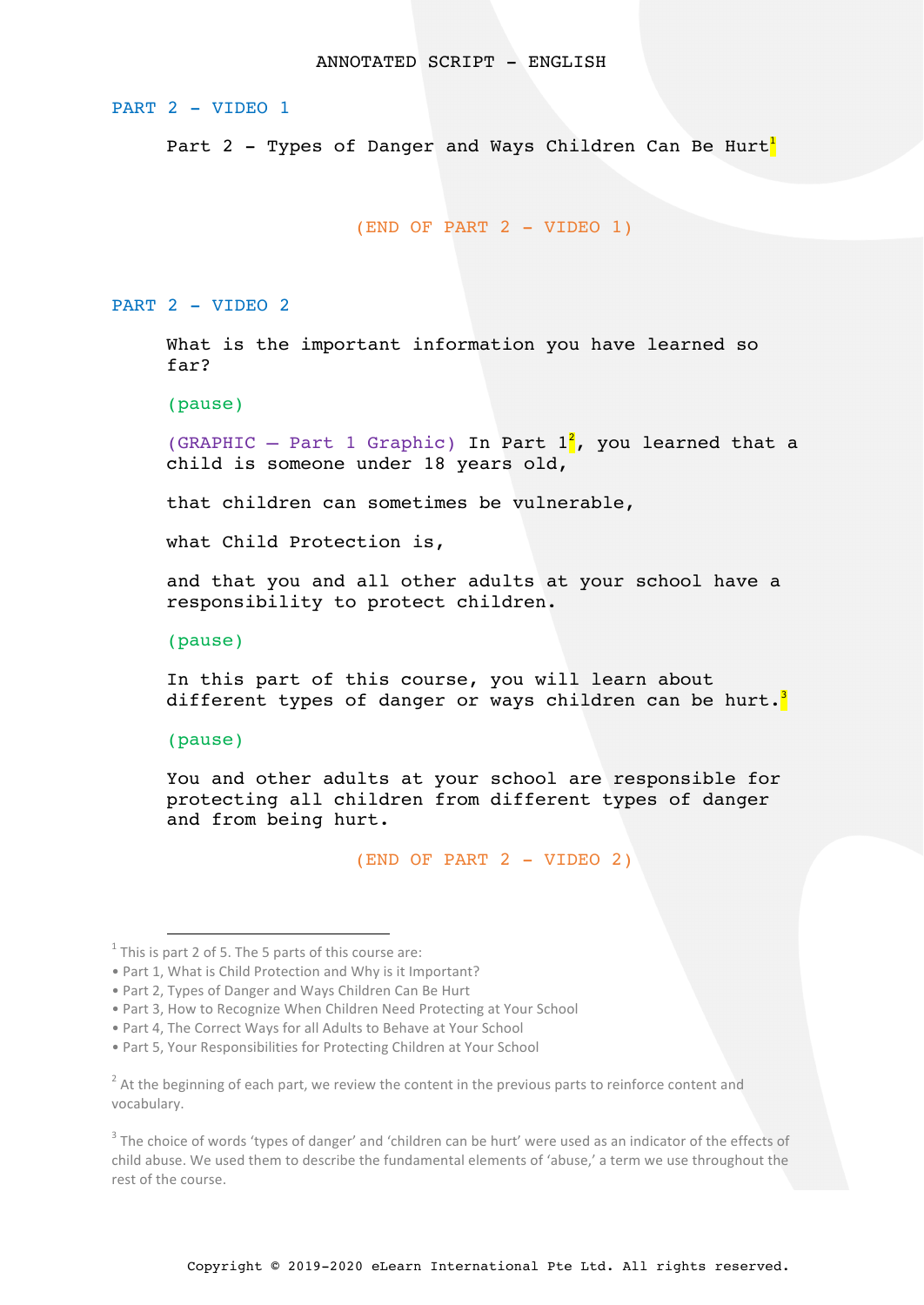ANNOTATED SCRIPT - ENGLISH

## PART 2 - VIDEO 1

Part 2 - Types of Danger and Ways Children Can Be Hurt[1]

(END OF PART 2 - VIDEO 1)

## PART 2 - VIDEO 2

What is the important information you have learned so far?

(pause)

(GRAPHIC – Part 1 Graphic) In Part 1[2], you learned that a child is someone under 18 years old,

that children can sometimes be vulnerable,

what Child Protection is,

and that you and all other adults at your school have a responsibility to protect children.

(pause)

In this part of this course, you will learn about different types of danger or ways children can be hurt.[3]

(pause)

You and other adults at your school are responsible for protecting all children from different types of danger and from being hurt.

(END OF PART 2 - VIDEO 2)

---

[1] This is part 2 of 5. The 5 parts of this course are:
- Part 1, What is Child Protection and Why is it Important?
- Part 2, Types of Danger and Ways Children Can Be Hurt
- Part 3, How to Recognize When Children Need Protecting at Your School
- Part 4, The Correct Ways for all Adults to Behave at Your School
- Part 5, Your Responsibilities for Protecting Children at Your School

[2] At the beginning of each part, we review the content in the previous parts to reinforce content and vocabulary.

[3] The choice of words 'types of danger' and 'children can be hurt' were used as an indicator of the effects of child abuse. We used them to describe the fundamental elements of 'abuse,' a term we use throughout the rest of the course.

Copyright © 2019-2020 eLearn International Pte Ltd. All rights reserved.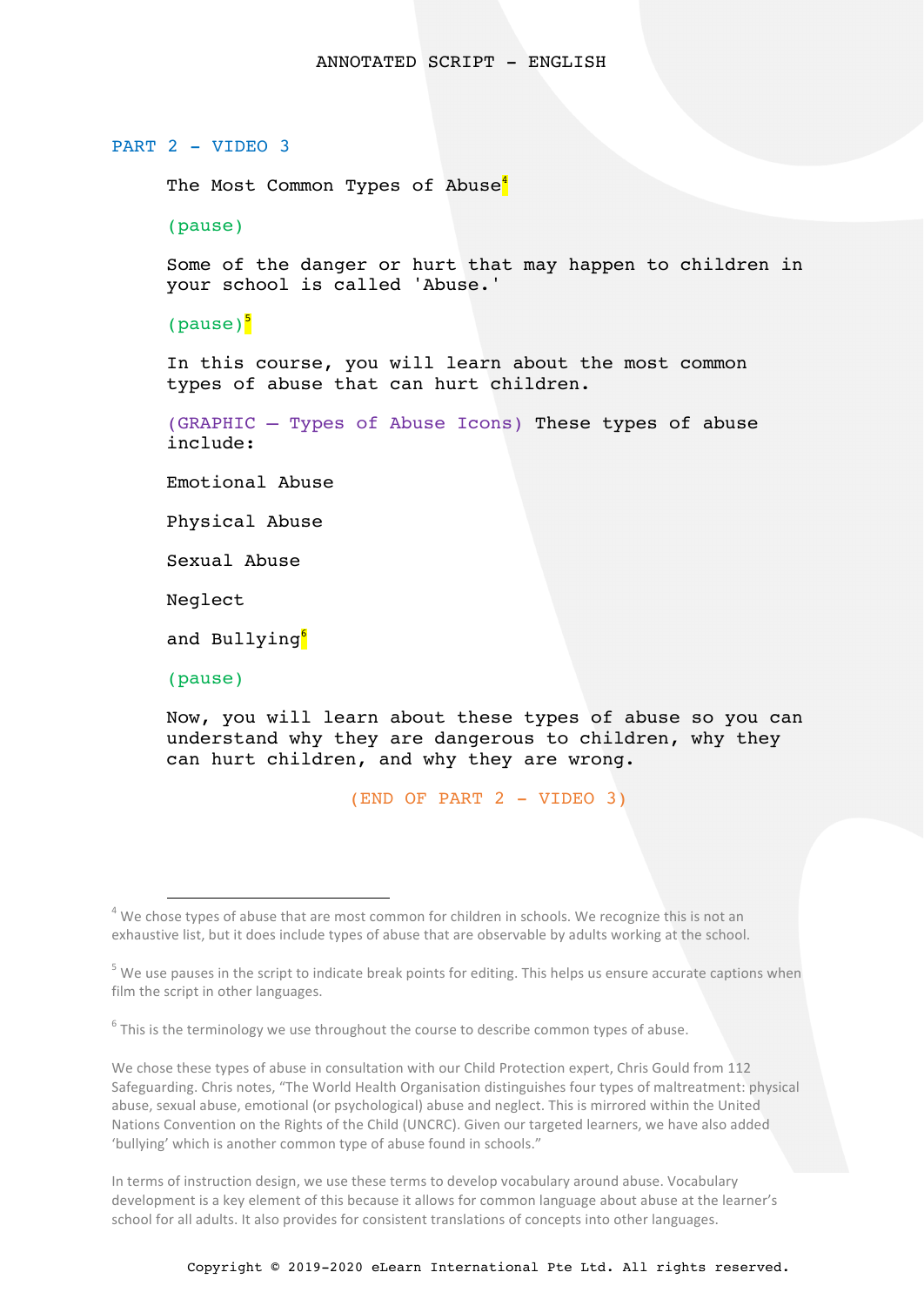## PART 2 - VIDEO 3

The Most Common Types of Abuse[4]

(pause)

Some of the danger or hurt that may happen to children in your school is called 'Abuse.'

(pause)[5]

In this course, you will learn about the most common types of abuse that can hurt children.

(GRAPHIC – Types of Abuse Icons) These types of abuse include:

Emotional Abuse

Physical Abuse

Sexual Abuse

Neglect

and Bullying[6]

(pause)

Now, you will learn about these types of abuse so you can understand why they are dangerous to children, why they can hurt children, and why they are wrong.

(END OF PART 2 - VIDEO 3)

---

[4] We chose types of abuse that are most common for children in schools. We recognize this is not an exhaustive list, but it does include types of abuse that are observable by adults working at the school.

[5] We use pauses in the script to indicate break points for editing. This helps us ensure accurate captions when film the script in other languages.

[6] This is the terminology we use throughout the course to describe common types of abuse.

We chose these types of abuse in consultation with our Child Protection expert, Chris Gould from 112 Safeguarding. Chris notes, "The World Health Organisation distinguishes four types of maltreatment: physical abuse, sexual abuse, emotional (or psychological) abuse and neglect. This is mirrored within the United Nations Convention on the Rights of the Child (UNCRC). Given our targeted learners, we have also added 'bullying' which is another common type of abuse found in schools."

In terms of instruction design, we use these terms to develop vocabulary around abuse. Vocabulary development is a key element of this because it allows for common language about abuse at the learner's school for all adults. It also provides for consistent translations of concepts into other languages.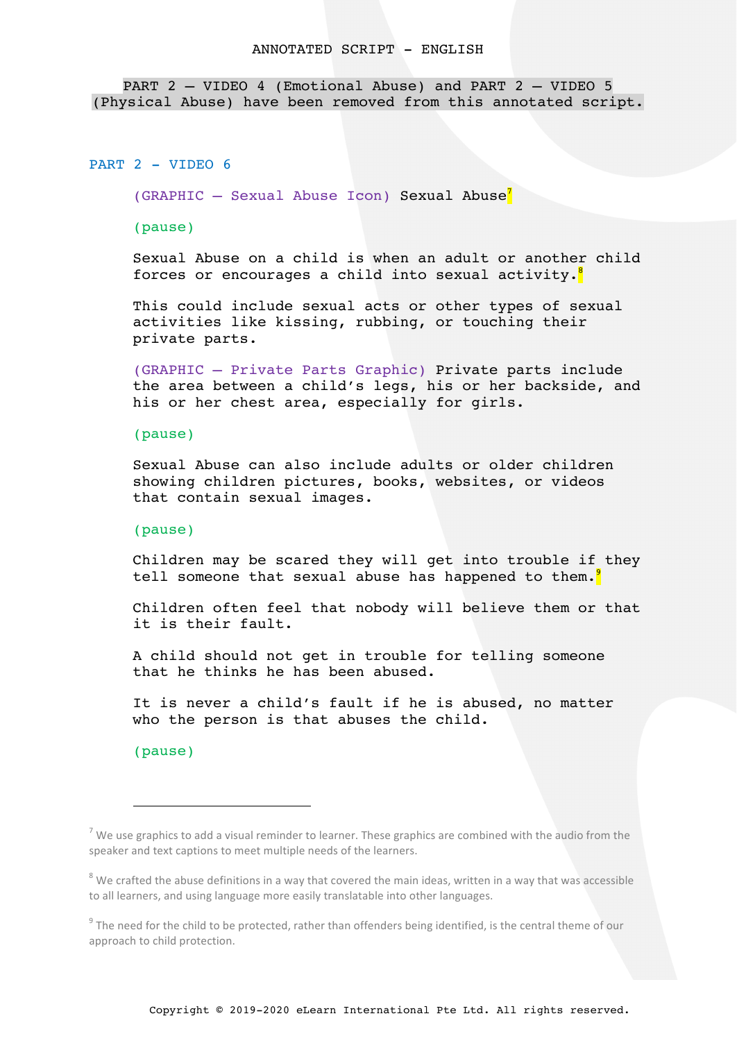ANNOTATED SCRIPT - ENGLISH

PART 2 – VIDEO 4 (Emotional Abuse) and PART 2 – VIDEO 5 (Physical Abuse) have been removed from this annotated script.

## PART 2 - VIDEO 6

(GRAPHIC – Sexual Abuse Icon) Sexual Abuse[7]

(pause)

Sexual Abuse on a child is when an adult or another child forces or encourages a child into sexual activity.[8]

This could include sexual acts or other types of sexual activities like kissing, rubbing, or touching their private parts.

(GRAPHIC – Private Parts Graphic) Private parts include the area between a child's legs, his or her backside, and his or her chest area, especially for girls.

(pause)

Sexual Abuse can also include adults or older children showing children pictures, books, websites, or videos that contain sexual images.

(pause)

Children may be scared they will get into trouble if they tell someone that sexual abuse has happened to them.[9]

Children often feel that nobody will believe them or that it is their fault.

A child should not get in trouble for telling someone that he thinks he has been abused.

It is never a child's fault if he is abused, no matter who the person is that abuses the child.

(pause)

---

[7] We use graphics to add a visual reminder to learner. These graphics are combined with the audio from the speaker and text captions to meet multiple needs of the learners.

[8] We crafted the abuse definitions in a way that covered the main ideas, written in a way that was accessible to all learners, and using language more easily translatable into other languages.

[9] The need for the child to be protected, rather than offenders being identified, is the central theme of our approach to child protection.

Copyright © 2019-2020 eLearn International Pte Ltd. All rights reserved.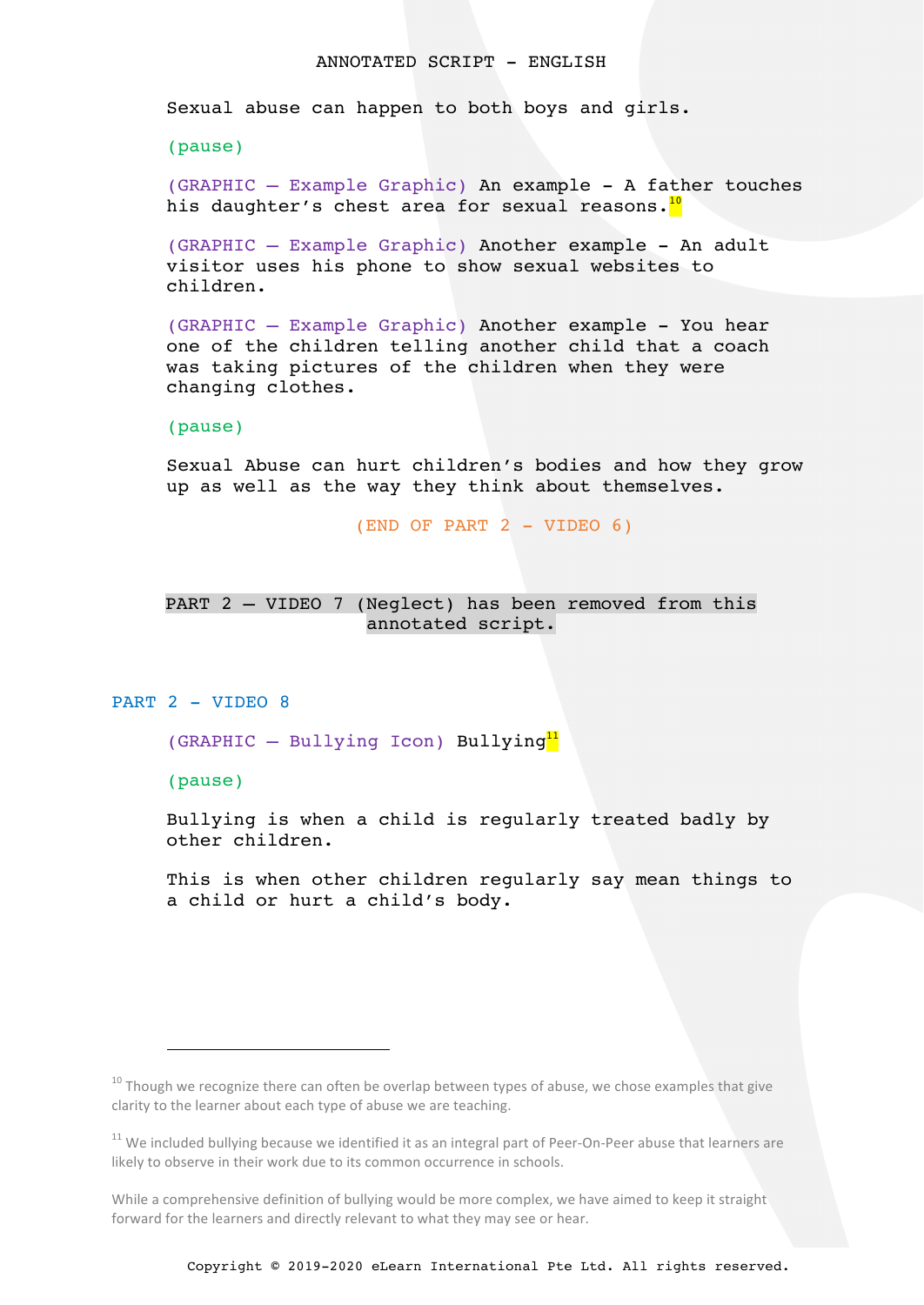ANNOTATED SCRIPT - ENGLISH

Sexual abuse can happen to both boys and girls.

(pause)

(GRAPHIC – Example Graphic) An example - A father touches his daughter's chest area for sexual reasons.[10]

(GRAPHIC – Example Graphic) Another example - An adult visitor uses his phone to show sexual websites to children.

(GRAPHIC – Example Graphic) Another example - You hear one of the children telling another child that a coach was taking pictures of the children when they were changing clothes.

(pause)

Sexual Abuse can hurt children's bodies and how they grow up as well as the way they think about themselves.

(END OF PART 2 - VIDEO 6)

PART 2 – VIDEO 7 (Neglect) has been removed from this annotated script.

## PART 2 - VIDEO 8

(GRAPHIC – Bullying Icon) Bullying[11]

(pause)

Bullying is when a child is regularly treated badly by other children.

This is when other children regularly say mean things to a child or hurt a child's body.

---

[10] Though we recognize there can often be overlap between types of abuse, we chose examples that give clarity to the learner about each type of abuse we are teaching.

[11] We included bullying because we identified it as an integral part of Peer-On-Peer abuse that learners are likely to observe in their work due to its common occurrence in schools.

While a comprehensive definition of bullying would be more complex, we have aimed to keep it straight forward for the learners and directly relevant to what they may see or hear.

Copyright © 2019-2020 eLearn International Pte Ltd. All rights reserved.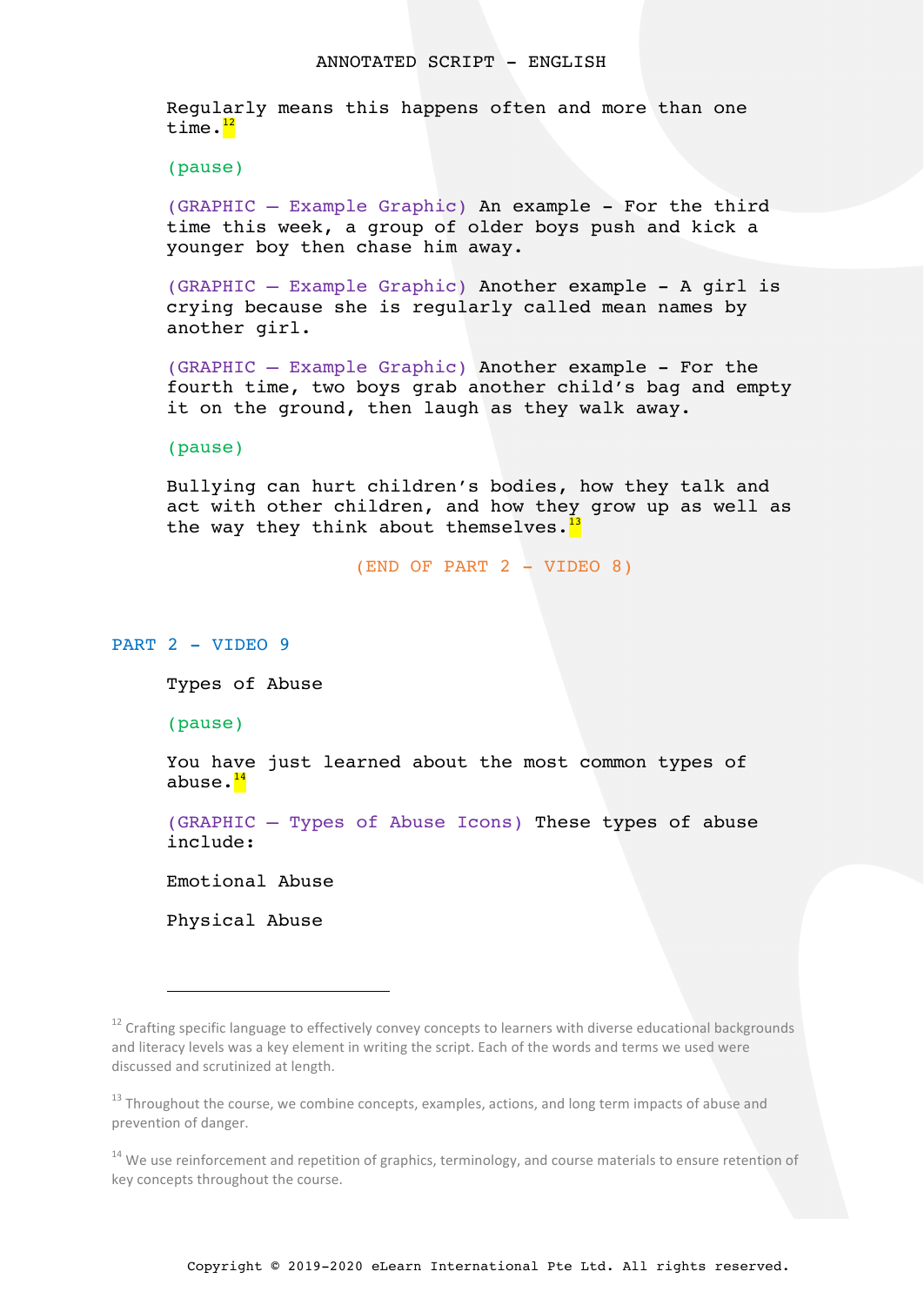Regularly means this happens often and more than one time.[12]

(pause)

(GRAPHIC — Example Graphic) An example - For the third time this week, a group of older boys push and kick a younger boy then chase him away.

(GRAPHIC — Example Graphic) Another example - A girl is crying because she is regularly called mean names by another girl.

(GRAPHIC — Example Graphic) Another example - For the fourth time, two boys grab another child's bag and empty it on the ground, then laugh as they walk away.

(pause)

Bullying can hurt children's bodies, how they talk and act with other children, and how they grow up as well as the way they think about themselves.[13]

(END OF PART 2 - VIDEO 8)

## PART 2 - VIDEO 9

Types of Abuse

(pause)

You have just learned about the most common types of abuse.[14]

(GRAPHIC — Types of Abuse Icons) These types of abuse include:

Emotional Abuse

Physical Abuse

---

[12] Crafting specific language to effectively convey concepts to learners with diverse educational backgrounds and literacy levels was a key element in writing the script. Each of the words and terms we used were discussed and scrutinized at length.

[13] Throughout the course, we combine concepts, examples, actions, and long term impacts of abuse and prevention of danger.

[14] We use reinforcement and repetition of graphics, terminology, and course materials to ensure retention of key concepts throughout the course.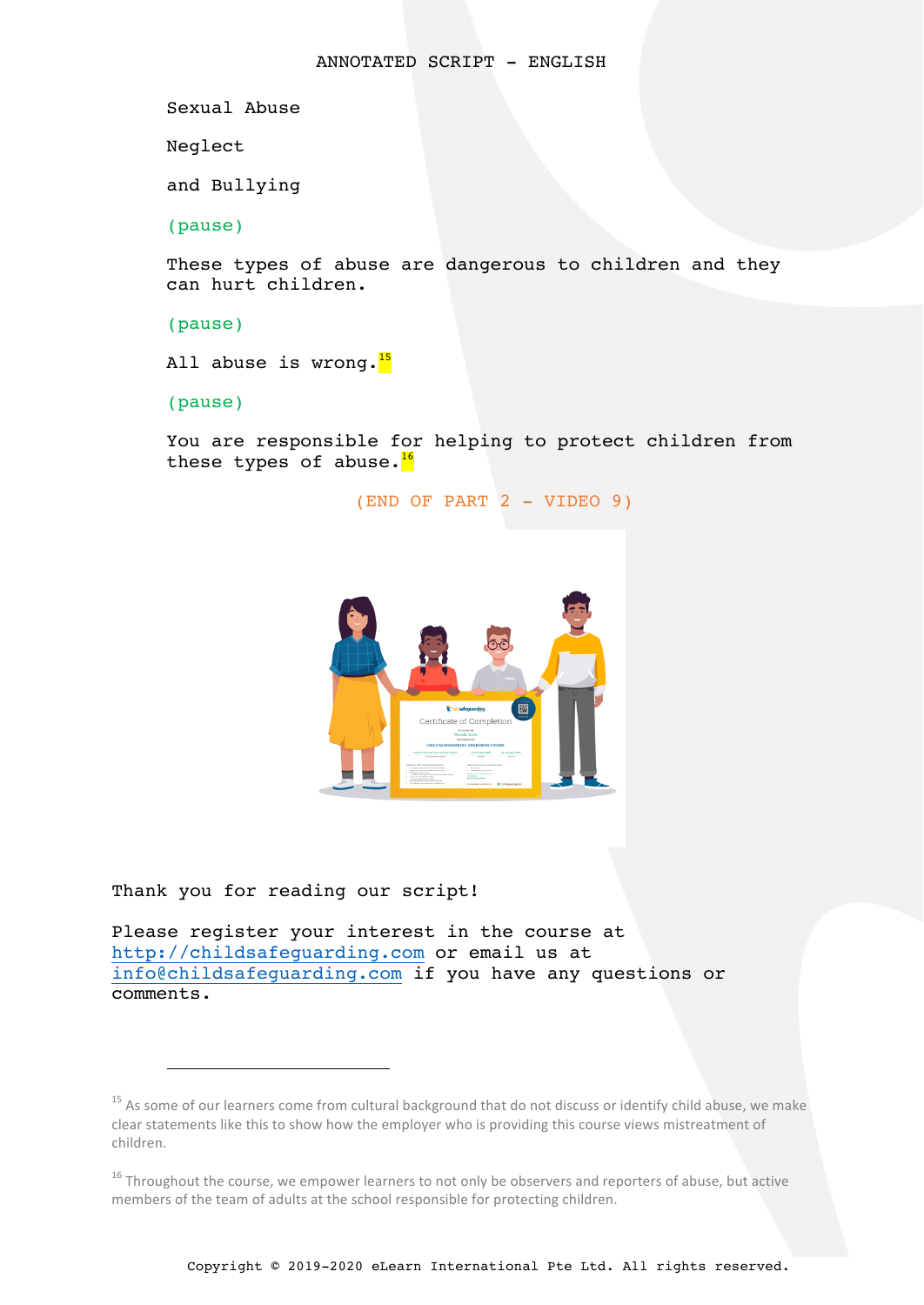Sexual Abuse

Neglect

and Bullying

(pause)

These types of abuse are dangerous to children and they can hurt children.

(pause)

All abuse is wrong.[15]

(pause)

You are responsible for helping to protect children from these types of abuse.[16]

(END OF PART 2 - VIDEO 9)

Thank you for reading our script!

Please register your interest in the course at http://childsafeguarding.com or email us at info@childsafeguarding.com if you have any questions or comments.

---

[15] As some of our learners come from cultural background that do not discuss or identify child abuse, we make clear statements like this to show how the employer who is providing this course views mistreatment of children.

[16] Throughout the course, we empower learners to not only be observers and reporters of abuse, but active members of the team of adults at the school responsible for protecting children.